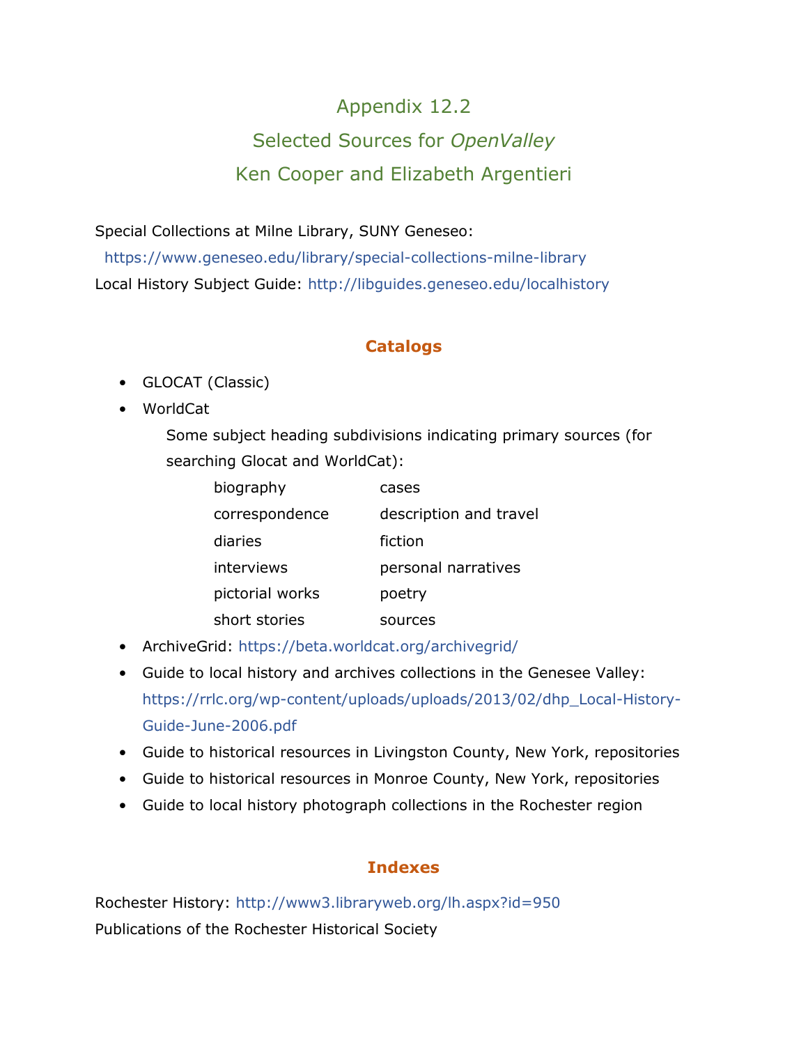# Appendix 12.2

# Selected Sources for *OpenValley*

# Ken Cooper and Elizabeth Argentieri

Special Collections at Milne Library, SUNY Geneseo:
https://www.geneseo.edu/library/special-collections-milne-library

Local History Subject Guide: http://libguides.geneseo.edu/localhistory

## Catalogs

- GLOCAT (Classic)
- WorldCat

  Some subject heading subdivisions indicating primary sources (for searching Glocat and WorldCat):

  | | |
  |---|---|
  | biography | cases |
  | correspondence | description and travel |
  | diaries | fiction |
  | interviews | personal narratives |
  | pictorial works | poetry |
  | short stories | sources |

- ArchiveGrid: https://beta.worldcat.org/archivegrid/
- Guide to local history and archives collections in the Genesee Valley: https://rrlc.org/wp-content/uploads/uploads/2013/02/dhp_Local-History-Guide-June-2006.pdf
- Guide to historical resources in Livingston County, New York, repositories
- Guide to historical resources in Monroe County, New York, repositories
- Guide to local history photograph collections in the Rochester region

## Indexes

Rochester History: http://www3.libraryweb.org/lh.aspx?id=950

Publications of the Rochester Historical Society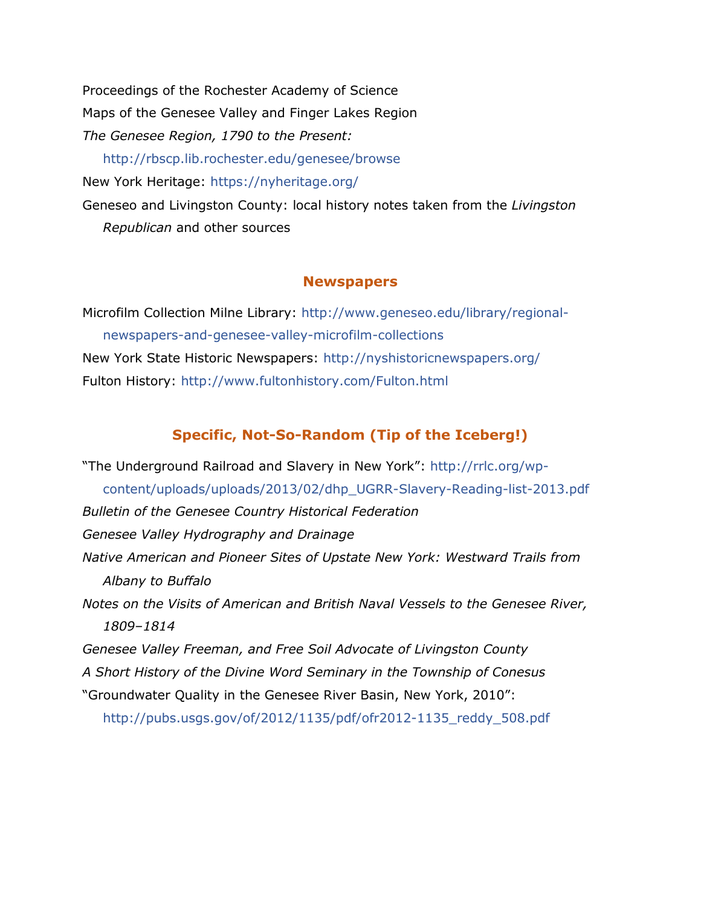Proceedings of the Rochester Academy of Science

Maps of the Genesee Valley and Finger Lakes Region

*The Genesee Region, 1790 to the Present:* http://rbscp.lib.rochester.edu/genesee/browse

New York Heritage: https://nyheritage.org/

Geneseo and Livingston County: local history notes taken from the *Livingston Republican* and other sources

## Newspapers

Microfilm Collection Milne Library: http://www.geneseo.edu/library/regional-newspapers-and-genesee-valley-microfilm-collections

New York State Historic Newspapers: http://nyshistoricnewspapers.org/

Fulton History: http://www.fultonhistory.com/Fulton.html

## Specific, Not-So-Random (Tip of the Iceberg!)

"The Underground Railroad and Slavery in New York": http://rrlc.org/wp-content/uploads/uploads/2013/02/dhp_UGRR-Slavery-Reading-list-2013.pdf

*Bulletin of the Genesee Country Historical Federation*

*Genesee Valley Hydrography and Drainage*

*Native American and Pioneer Sites of Upstate New York: Westward Trails from Albany to Buffalo*

*Notes on the Visits of American and British Naval Vessels to the Genesee River, 1809–1814*

*Genesee Valley Freeman, and Free Soil Advocate of Livingston County*

*A Short History of the Divine Word Seminary in the Township of Conesus*

"Groundwater Quality in the Genesee River Basin, New York, 2010": http://pubs.usgs.gov/of/2012/1135/pdf/ofr2012-1135_reddy_508.pdf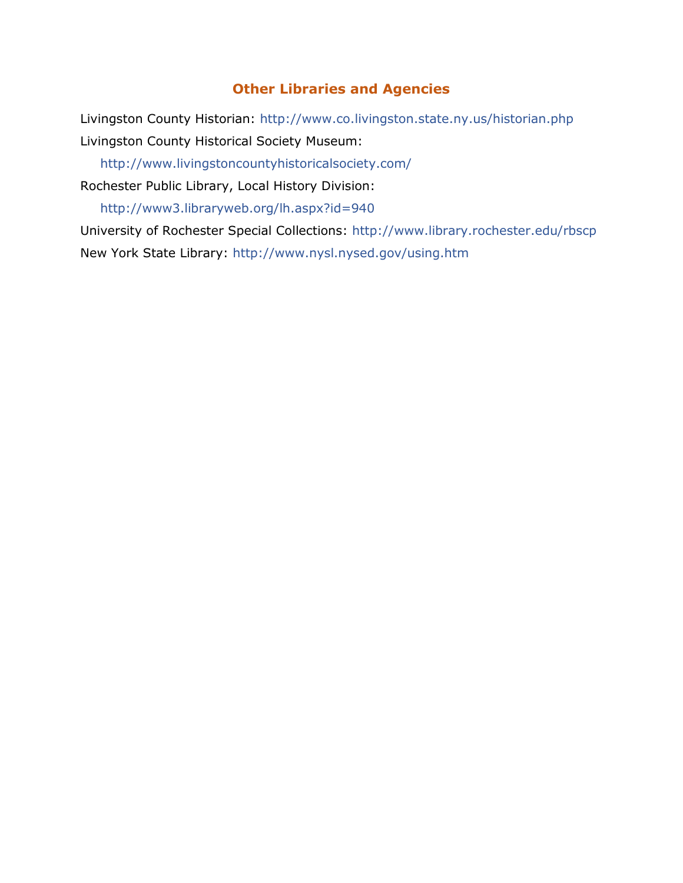## Other Libraries and Agencies

Livingston County Historian: http://www.co.livingston.state.ny.us/historian.php

Livingston County Historical Society Museum:

http://www.livingstoncountyhistoricalsociety.com/

Rochester Public Library, Local History Division:

http://www3.libraryweb.org/lh.aspx?id=940

University of Rochester Special Collections: http://www.library.rochester.edu/rbscp

New York State Library: http://www.nysl.nysed.gov/using.htm